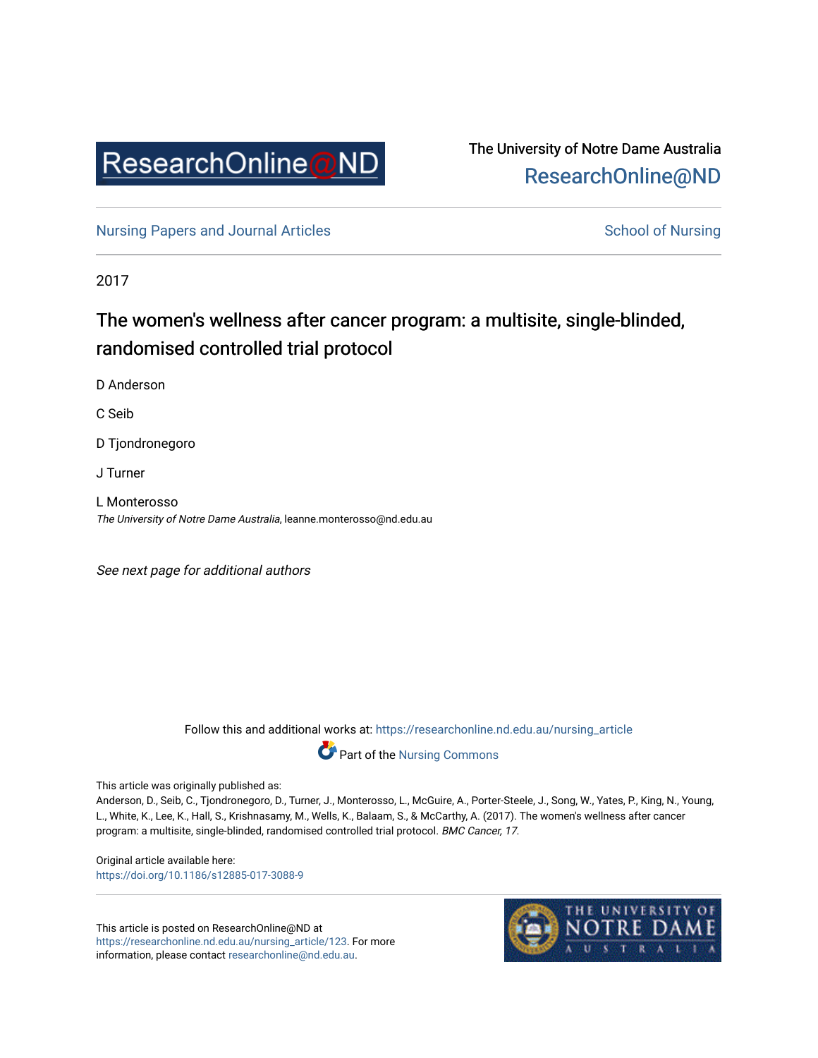ResearchOnline@ND

The University of Notre Dame Australia
ResearchOnline@ND

Nursing Papers and Journal Articles — School of Nursing

2017

# The women's wellness after cancer program: a multisite, single-blinded, randomised controlled trial protocol

D Anderson

C Seib

D Tjondronegoro

J Turner

L Monterosso
*The University of Notre Dame Australia*, leanne.monterosso@nd.edu.au

*See next page for additional authors*

Follow this and additional works at: https://researchonline.nd.edu.au/nursing_article

Part of the Nursing Commons

This article was originally published as:
Anderson, D., Seib, C., Tjondronegoro, D., Turner, J., Monterosso, L., McGuire, A., Porter-Steele, J., Song, W., Yates, P., King, N., Young, L., White, K., Lee, K., Hall, S., Krishnasamy, M., Wells, K., Balaam, S., & McCarthy, A. (2017). The women's wellness after cancer program: a multisite, single-blinded, randomised controlled trial protocol. *BMC Cancer, 17*.

Original article available here:
https://doi.org/10.1186/s12885-017-3088-9

This article is posted on ResearchOnline@ND at https://researchonline.nd.edu.au/nursing_article/123. For more information, please contact researchonline@nd.edu.au.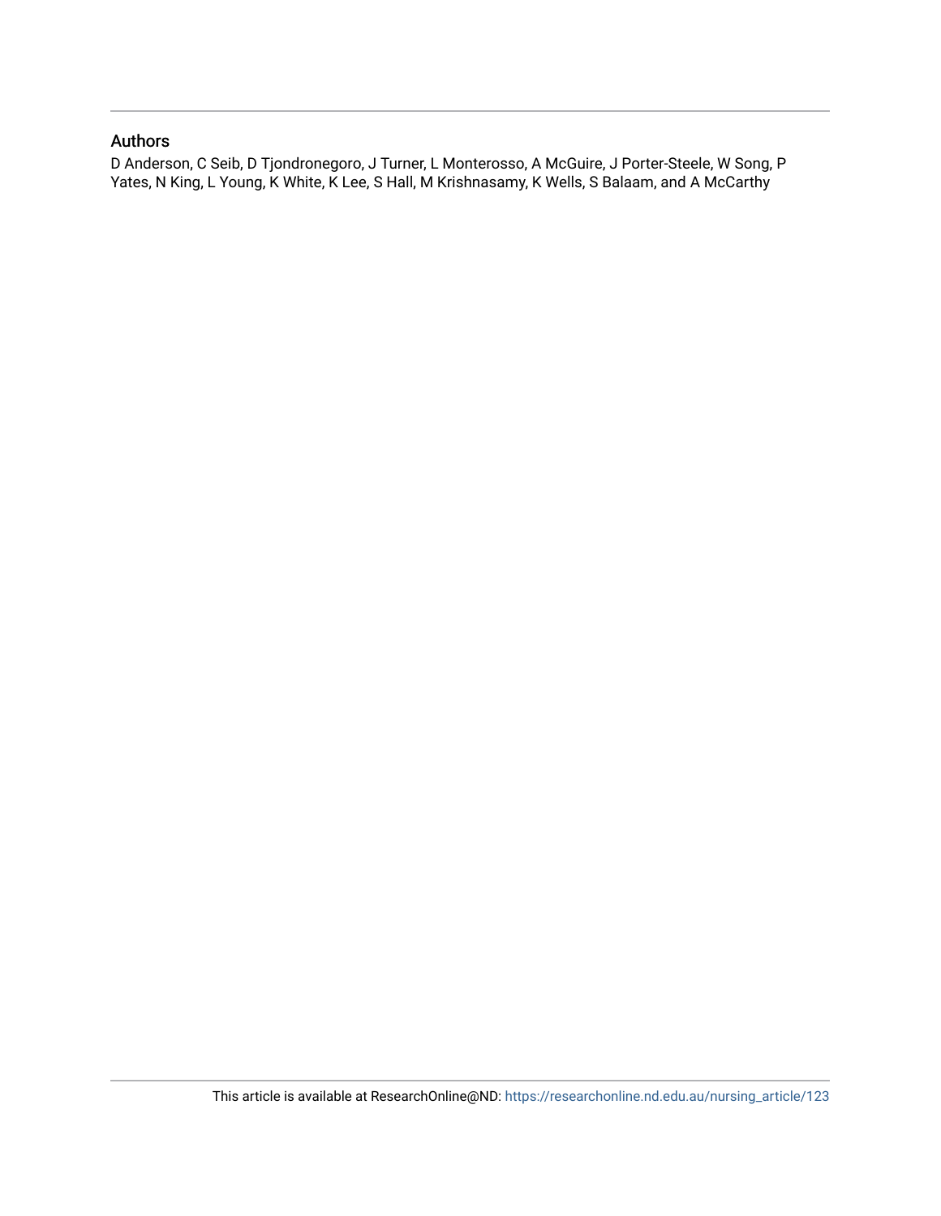## Authors

D Anderson, C Seib, D Tjondronegoro, J Turner, L Monterosso, A McGuire, J Porter-Steele, W Song, P Yates, N King, L Young, K White, K Lee, S Hall, M Krishnasamy, K Wells, S Balaam, and A McCarthy

This article is available at ResearchOnline@ND: https://researchonline.nd.edu.au/nursing_article/123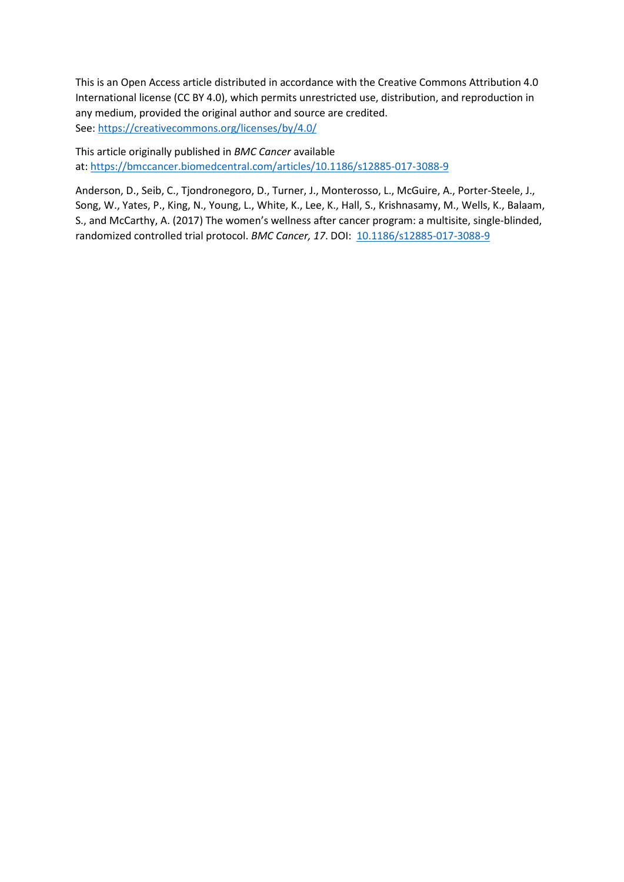This is an Open Access article distributed in accordance with the Creative Commons Attribution 4.0 International license (CC BY 4.0), which permits unrestricted use, distribution, and reproduction in any medium, provided the original author and source are credited.
See: https://creativecommons.org/licenses/by/4.0/

This article originally published in *BMC Cancer* available at: https://bmccancer.biomedcentral.com/articles/10.1186/s12885-017-3088-9

Anderson, D., Seib, C., Tjondronegoro, D., Turner, J., Monterosso, L., McGuire, A., Porter-Steele, J., Song, W., Yates, P., King, N., Young, L., White, K., Lee, K., Hall, S., Krishnasamy, M., Wells, K., Balaam, S., and McCarthy, A. (2017) The women's wellness after cancer program: a multisite, single-blinded, randomized controlled trial protocol. *BMC Cancer, 17*. DOI: 10.1186/s12885-017-3088-9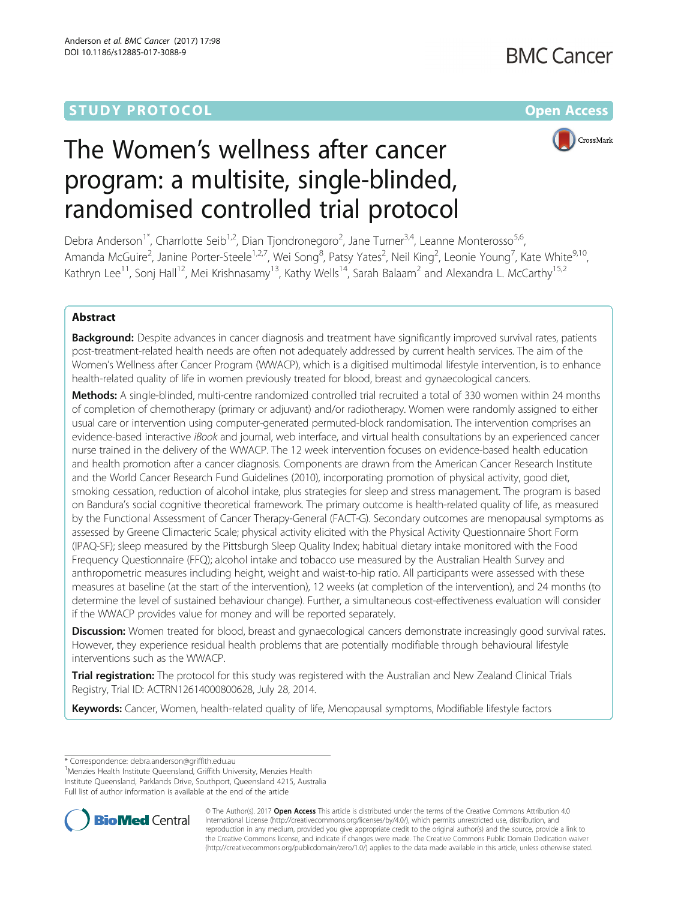# The Women's wellness after cancer program: a multisite, single-blinded, randomised controlled trial protocol

Debra Anderson[1*], Charrlotte Seib[1,2], Dian Tjondronegoro[2], Jane Turner[3,4], Leanne Monterosso[5,6], Amanda McGuire[2], Janine Porter-Steele[1,2,7], Wei Song[8], Patsy Yates[2], Neil King[2], Leonie Young[7], Kate White[9,10], Kathryn Lee[11], Sonj Hall[12], Mei Krishnasamy[13], Kathy Wells[14], Sarah Balaam[2] and Alexandra L. McCarthy[15,2]

## Abstract

**Background:** Despite advances in cancer diagnosis and treatment have significantly improved survival rates, patients post-treatment-related health needs are often not adequately addressed by current health services. The aim of the Women's Wellness after Cancer Program (WWACP), which is a digitised multimodal lifestyle intervention, is to enhance health-related quality of life in women previously treated for blood, breast and gynaecological cancers.

**Methods:** A single-blinded, multi-centre randomized controlled trial recruited a total of 330 women within 24 months of completion of chemotherapy (primary or adjuvant) and/or radiotherapy. Women were randomly assigned to either usual care or intervention using computer-generated permuted-block randomisation. The intervention comprises an evidence-based interactive *iBook* and journal, web interface, and virtual health consultations by an experienced cancer nurse trained in the delivery of the WWACP. The 12 week intervention focuses on evidence-based health education and health promotion after a cancer diagnosis. Components are drawn from the American Cancer Research Institute and the World Cancer Research Fund Guidelines (2010), incorporating promotion of physical activity, good diet, smoking cessation, reduction of alcohol intake, plus strategies for sleep and stress management. The program is based on Bandura's social cognitive theoretical framework. The primary outcome is health-related quality of life, as measured by the Functional Assessment of Cancer Therapy-General (FACT-G). Secondary outcomes are menopausal symptoms as assessed by Greene Climacteric Scale; physical activity elicited with the Physical Activity Questionnaire Short Form (IPAQ-SF); sleep measured by the Pittsburgh Sleep Quality Index; habitual dietary intake monitored with the Food Frequency Questionnaire (FFQ); alcohol intake and tobacco use measured by the Australian Health Survey and anthropometric measures including height, weight and waist-to-hip ratio. All participants were assessed with these measures at baseline (at the start of the intervention), 12 weeks (at completion of the intervention), and 24 months (to determine the level of sustained behaviour change). Further, a simultaneous cost-effectiveness evaluation will consider if the WWACP provides value for money and will be reported separately.

**Discussion:** Women treated for blood, breast and gynaecological cancers demonstrate increasingly good survival rates. However, they experience residual health problems that are potentially modifiable through behavioural lifestyle interventions such as the WWACP.

**Trial registration:** The protocol for this study was registered with the Australian and New Zealand Clinical Trials Registry, Trial ID: ACTRN12614000800628, July 28, 2014.

**Keywords:** Cancer, Women, health-related quality of life, Menopausal symptoms, Modifiable lifestyle factors

* Correspondence: debra.anderson@griffith.edu.au
[1]Menzies Health Institute Queensland, Griffith University, Menzies Health Institute Queensland, Parklands Drive, Southport, Queensland 4215, Australia
Full list of author information is available at the end of the article

© The Author(s). 2017 **Open Access** This article is distributed under the terms of the Creative Commons Attribution 4.0 International License (http://creativecommons.org/licenses/by/4.0/), which permits unrestricted use, distribution, and reproduction in any medium, provided you give appropriate credit to the original author(s) and the source, provide a link to the Creative Commons license, and indicate if changes were made. The Creative Commons Public Domain Dedication waiver (http://creativecommons.org/publicdomain/zero/1.0/) applies to the data made available in this article, unless otherwise stated.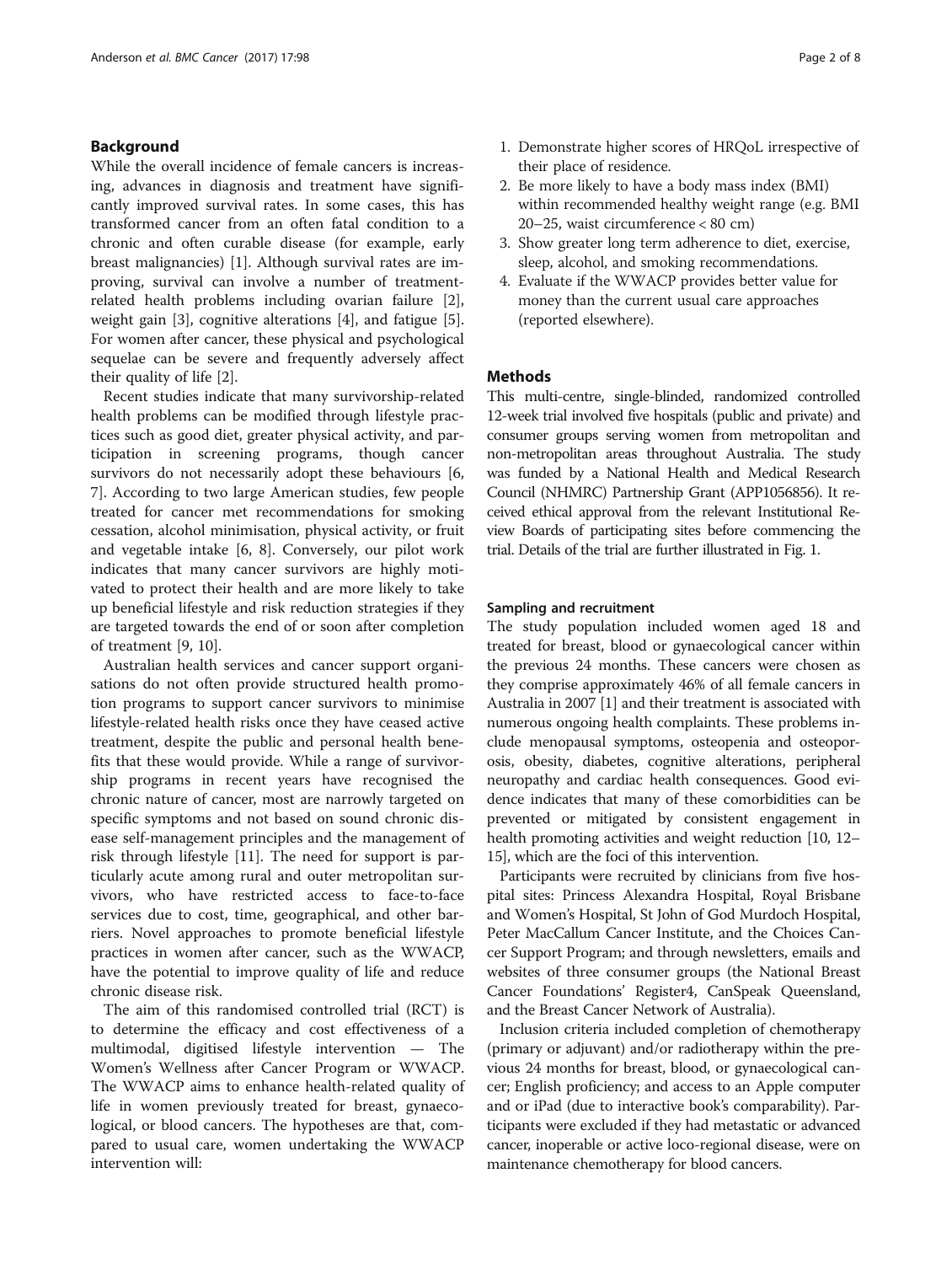## Background

While the overall incidence of female cancers is increasing, advances in diagnosis and treatment have significantly improved survival rates. In some cases, this has transformed cancer from an often fatal condition to a chronic and often curable disease (for example, early breast malignancies) [1]. Although survival rates are improving, survival can involve a number of treatment-related health problems including ovarian failure [2], weight gain [3], cognitive alterations [4], and fatigue [5]. For women after cancer, these physical and psychological sequelae can be severe and frequently adversely affect their quality of life [2].

Recent studies indicate that many survivorship-related health problems can be modified through lifestyle practices such as good diet, greater physical activity, and participation in screening programs, though cancer survivors do not necessarily adopt these behaviours [6, 7]. According to two large American studies, few people treated for cancer met recommendations for smoking cessation, alcohol minimisation, physical activity, or fruit and vegetable intake [6, 8]. Conversely, our pilot work indicates that many cancer survivors are highly motivated to protect their health and are more likely to take up beneficial lifestyle and risk reduction strategies if they are targeted towards the end of or soon after completion of treatment [9, 10].

Australian health services and cancer support organisations do not often provide structured health promotion programs to support cancer survivors to minimise lifestyle-related health risks once they have ceased active treatment, despite the public and personal health benefits that these would provide. While a range of survivorship programs in recent years have recognised the chronic nature of cancer, most are narrowly targeted on specific symptoms and not based on sound chronic disease self-management principles and the management of risk through lifestyle [11]. The need for support is particularly acute among rural and outer metropolitan survivors, who have restricted access to face-to-face services due to cost, time, geographical, and other barriers. Novel approaches to promote beneficial lifestyle practices in women after cancer, such as the WWACP, have the potential to improve quality of life and reduce chronic disease risk.

The aim of this randomised controlled trial (RCT) is to determine the efficacy and cost effectiveness of a multimodal, digitised lifestyle intervention — The Women's Wellness after Cancer Program or WWACP. The WWACP aims to enhance health-related quality of life in women previously treated for breast, gynaecological, or blood cancers. The hypotheses are that, compared to usual care, women undertaking the WWACP intervention will:

1. Demonstrate higher scores of HRQoL irrespective of their place of residence.
2. Be more likely to have a body mass index (BMI) within recommended healthy weight range (e.g. BMI 20–25, waist circumference < 80 cm)
3. Show greater long term adherence to diet, exercise, sleep, alcohol, and smoking recommendations.
4. Evaluate if the WWACP provides better value for money than the current usual care approaches (reported elsewhere).

## Methods

This multi-centre, single-blinded, randomized controlled 12-week trial involved five hospitals (public and private) and consumer groups serving women from metropolitan and non-metropolitan areas throughout Australia. The study was funded by a National Health and Medical Research Council (NHMRC) Partnership Grant (APP1056856). It received ethical approval from the relevant Institutional Review Boards of participating sites before commencing the trial. Details of the trial are further illustrated in Fig. 1.

### Sampling and recruitment

The study population included women aged 18 and treated for breast, blood or gynaecological cancer within the previous 24 months. These cancers were chosen as they comprise approximately 46% of all female cancers in Australia in 2007 [1] and their treatment is associated with numerous ongoing health complaints. These problems include menopausal symptoms, osteopenia and osteoporosis, obesity, diabetes, cognitive alterations, peripheral neuropathy and cardiac health consequences. Good evidence indicates that many of these comorbidities can be prevented or mitigated by consistent engagement in health promoting activities and weight reduction [10, 12–15], which are the foci of this intervention.

Participants were recruited by clinicians from five hospital sites: Princess Alexandra Hospital, Royal Brisbane and Women's Hospital, St John of God Murdoch Hospital, Peter MacCallum Cancer Institute, and the Choices Cancer Support Program; and through newsletters, emails and websites of three consumer groups (the National Breast Cancer Foundations' Register4, CanSpeak Queensland, and the Breast Cancer Network of Australia).

Inclusion criteria included completion of chemotherapy (primary or adjuvant) and/or radiotherapy within the previous 24 months for breast, blood, or gynaecological cancer; English proficiency; and access to an Apple computer and or iPad (due to interactive book's comparability). Participants were excluded if they had metastatic or advanced cancer, inoperable or active loco-regional disease, were on maintenance chemotherapy for blood cancers.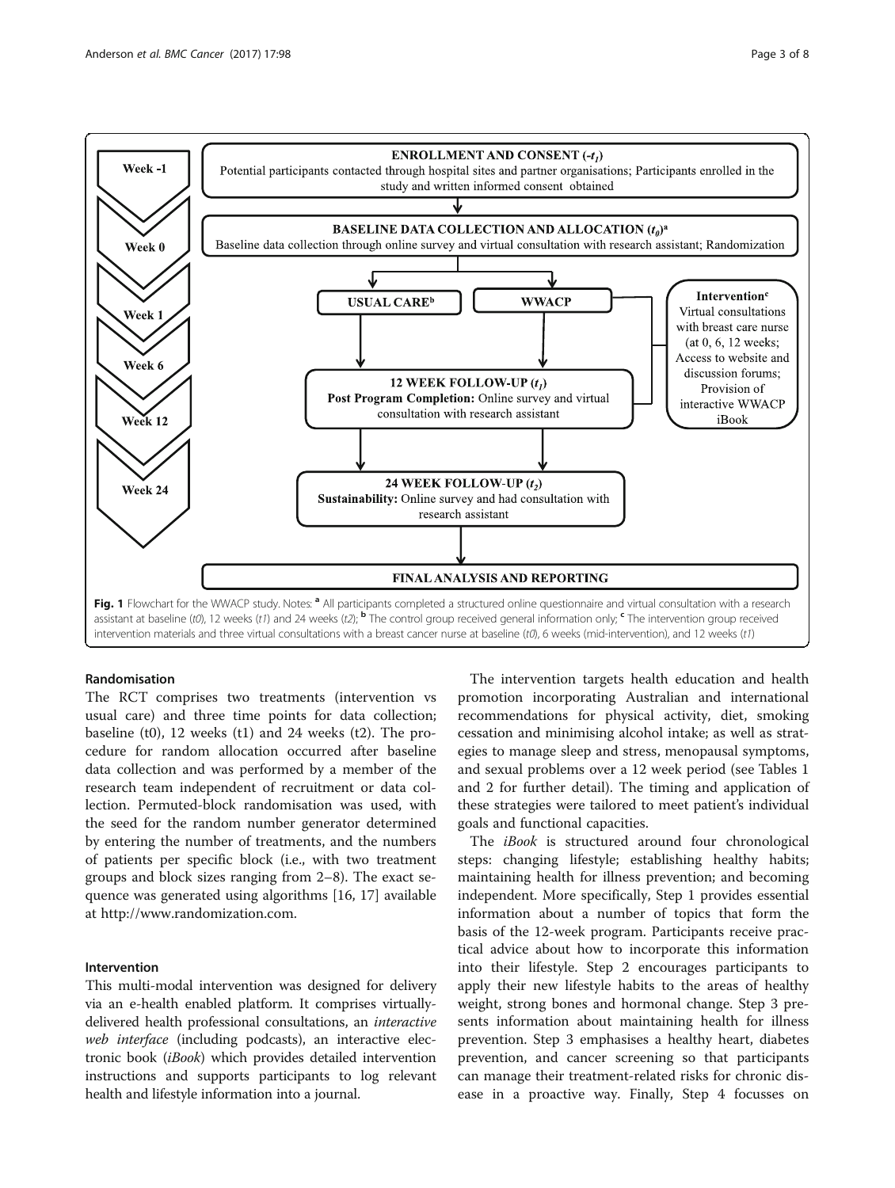**Fig. 1** Flowchart for the WWACP study. Notes: [a] All participants completed a structured online questionnaire and virtual consultation with a research assistant at baseline (*t0*), 12 weeks (*t1*) and 24 weeks (*t2*); [b] The control group received general information only; [c] The intervention group received intervention materials and three virtual consultations with a breast cancer nurse at baseline (*t0*), 6 weeks (mid-intervention), and 12 weeks (*t1*)

## Randomisation

The RCT comprises two treatments (intervention vs usual care) and three time points for data collection; baseline (t0), 12 weeks (t1) and 24 weeks (t2). The procedure for random allocation occurred after baseline data collection and was performed by a member of the research team independent of recruitment or data collection. Permuted-block randomisation was used, with the seed for the random number generator determined by entering the number of treatments, and the numbers of patients per specific block (i.e., with two treatment groups and block sizes ranging from 2–8). The exact sequence was generated using algorithms [16, 17] available at http://www.randomization.com.

## Intervention

This multi-modal intervention was designed for delivery via an e-health enabled platform. It comprises virtually-delivered health professional consultations, an *interactive web interface* (including podcasts), an interactive electronic book (*iBook*) which provides detailed intervention instructions and supports participants to log relevant health and lifestyle information into a journal.

The intervention targets health education and health promotion incorporating Australian and international recommendations for physical activity, diet, smoking cessation and minimising alcohol intake; as well as strategies to manage sleep and stress, menopausal symptoms, and sexual problems over a 12 week period (see Tables 1 and 2 for further detail). The timing and application of these strategies were tailored to meet patient's individual goals and functional capacities.

The *iBook* is structured around four chronological steps: changing lifestyle; establishing healthy habits; maintaining health for illness prevention; and becoming independent. More specifically, Step 1 provides essential information about a number of topics that form the basis of the 12-week program. Participants receive practical advice about how to incorporate this information into their lifestyle. Step 2 encourages participants to apply their new lifestyle habits to the areas of healthy weight, strong bones and hormonal change. Step 3 presents information about maintaining health for illness prevention. Step 3 emphasises a healthy heart, diabetes prevention, and cancer screening so that participants can manage their treatment-related risks for chronic disease in a proactive way. Finally, Step 4 focusses on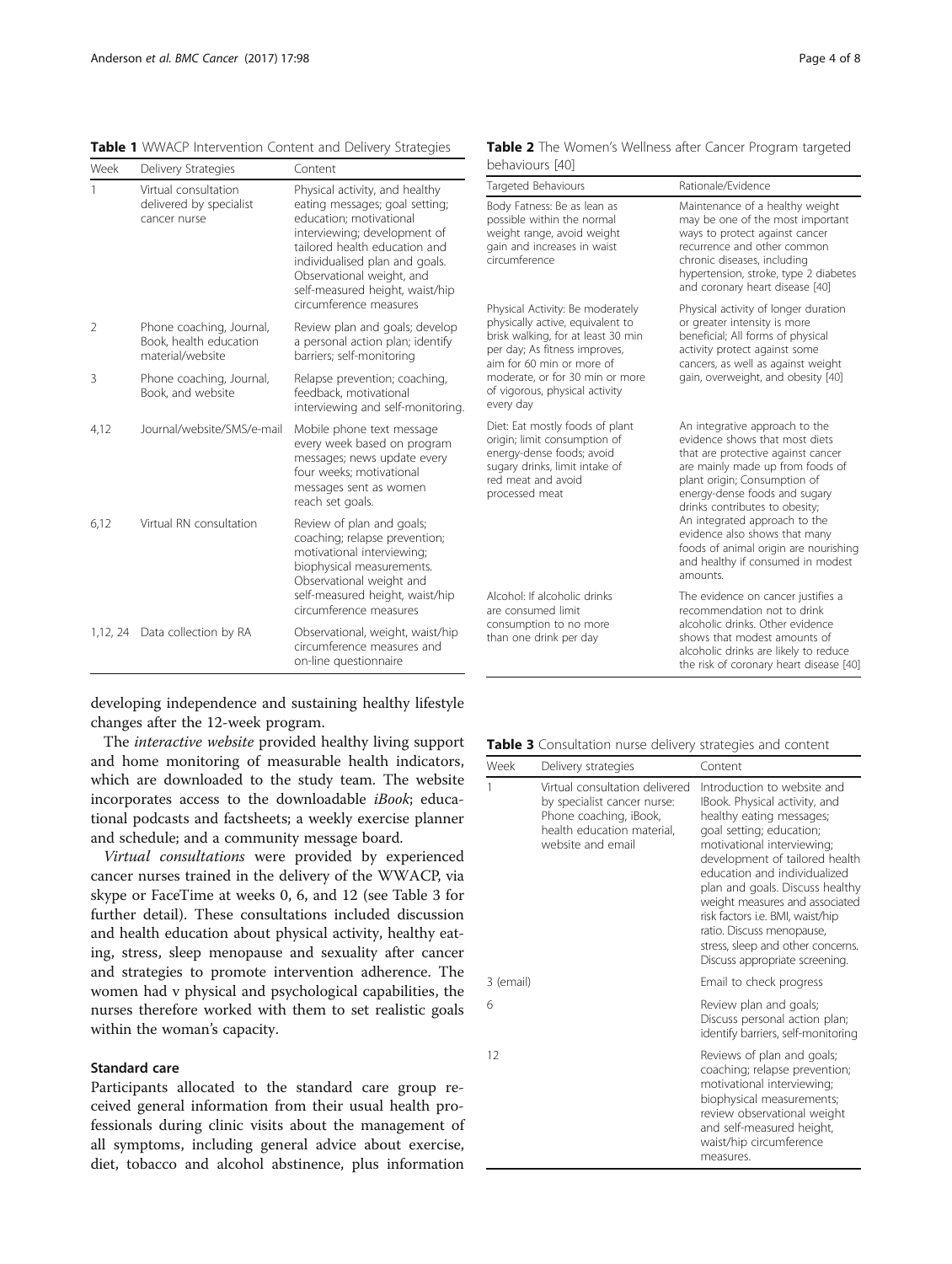**Table 1** WWACP Intervention Content and Delivery Strategies

| Week | Delivery Strategies | Content |
| --- | --- | --- |
| 1 | Virtual consultation delivered by specialist cancer nurse | Physical activity, and healthy eating messages; goal setting; education; motivational interviewing; development of tailored health education and individualised plan and goals. Observational weight, and self-measured height, waist/hip circumference measures |
| 2 | Phone coaching, Journal, Book, health education material/website | Review plan and goals; develop a personal action plan; identify barriers; self-monitoring |
| 3 | Phone coaching, Journal, Book, and website | Relapse prevention; coaching, feedback, motivational interviewing and self-monitoring. |
| 4,12 | Journal/website/SMS/e-mail | Mobile phone text message every week based on program messages; news update every four weeks; motivational messages sent as women reach set goals. |
| 6,12 | Virtual RN consultation | Review of plan and goals; coaching; relapse prevention; motivational interviewing; biophysical measurements. Observational weight and self-measured height, waist/hip circumference measures |
| 1,12, 24 | Data collection by RA | Observational, weight, waist/hip circumference measures and on-line questionnaire |

**Table 2** The Women's Wellness after Cancer Program targeted behaviours [40]

| Targeted Behaviours | Rationale/Evidence |
| --- | --- |
| Body Fatness: Be as lean as possible within the normal weight range, avoid weight gain and increases in waist circumference | Maintenance of a healthy weight may be one of the most important ways to protect against cancer recurrence and other common chronic diseases, including hypertension, stroke, type 2 diabetes and coronary heart disease [40] |
| Physical Activity: Be moderately physically active, equivalent to brisk walking, for at least 30 min per day; As fitness improves, aim for 60 min or more of moderate, or for 30 min or more of vigorous, physical activity every day | Physical activity of longer duration or greater intensity is more beneficial; All forms of physical activity protect against some cancers, as well as against weight gain, overweight, and obesity [40] |
| Diet: Eat mostly foods of plant origin; limit consumption of energy-dense foods; avoid sugary drinks, limit intake of red meat and avoid processed meat | An integrative approach to the evidence shows that most diets that are protective against cancer are mainly made up from foods of plant origin; Consumption of energy-dense foods and sugary drinks contributes to obesity; An integrated approach to the evidence also shows that many foods of animal origin are nourishing and healthy if consumed in modest amounts. |
| Alcohol: If alcoholic drinks are consumed limit consumption to no more than one drink per day | The evidence on cancer justifies a recommendation not to drink alcoholic drinks. Other evidence shows that modest amounts of alcoholic drinks are likely to reduce the risk of coronary heart disease [40] |

developing independence and sustaining healthy lifestyle changes after the 12-week program.

The *interactive website* provided healthy living support and home monitoring of measurable health indicators, which are downloaded to the study team. The website incorporates access to the downloadable *iBook*; educational podcasts and factsheets; a weekly exercise planner and schedule; and a community message board.

*Virtual consultations* were provided by experienced cancer nurses trained in the delivery of the WWACP, via skype or FaceTime at weeks 0, 6, and 12 (see Table 3 for further detail). These consultations included discussion and health education about physical activity, healthy eating, stress, sleep menopause and sexuality after cancer and strategies to promote intervention adherence. The women had v physical and psychological capabilities, the nurses therefore worked with them to set realistic goals within the woman's capacity.

## Standard care

Participants allocated to the standard care group received general information from their usual health professionals during clinic visits about the management of all symptoms, including general advice about exercise, diet, tobacco and alcohol abstinence, plus information

**Table 3** Consultation nurse delivery strategies and content

| Week | Delivery strategies | Content |
| --- | --- | --- |
| 1 | Virtual consultation delivered by specialist cancer nurse: Phone coaching, iBook, health education material, website and email | Introduction to website and IBook. Physical activity, and healthy eating messages; goal setting; education; motivational interviewing; development of tailored health education and individualized plan and goals. Discuss healthy weight measures and associated risk factors i.e. BMI, waist/hip ratio. Discuss menopause, stress, sleep and other concerns. Discuss appropriate screening. |
| 3 (email) | | Email to check progress |
| 6 | | Review plan and goals; Discuss personal action plan; identify barriers, self-monitoring |
| 12 | | Reviews of plan and goals; coaching; relapse prevention; motivational interviewing; biophysical measurements; review observational weight and self-measured height, waist/hip circumference measures. |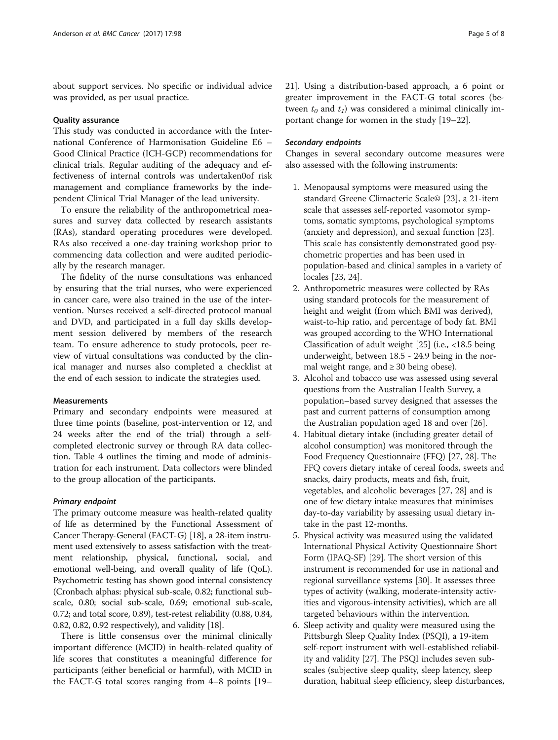about support services. No specific or individual advice was provided, as per usual practice.

#### Quality assurance

This study was conducted in accordance with the International Conference of Harmonisation Guideline E6 – Good Clinical Practice (ICH-GCP) recommendations for clinical trials. Regular auditing of the adequacy and effectiveness of internal controls was undertaken0of risk management and compliance frameworks by the independent Clinical Trial Manager of the lead university.

To ensure the reliability of the anthropometric measures and survey data collected by research assistants (RAs), standard operating procedures were developed. RAs also received a one-day training workshop prior to commencing data collection and were audited periodically by the research manager.

The fidelity of the nurse consultations was enhanced by ensuring that the trial nurses, who were experienced in cancer care, were also trained in the use of the intervention. Nurses received a self-directed protocol manual and DVD, and participated in a full day skills development session delivered by members of the research team. To ensure adherence to study protocols, peer review of virtual consultations was conducted by the clinical manager and nurses also completed a checklist at the end of each session to indicate the strategies used.

#### Measurements

Primary and secondary endpoints were measured at three time points (baseline, post-intervention or 12, and 24 weeks after the end of the trial) through a self-completed electronic survey or through RA data collection. Table 4 outlines the timing and mode of administration for each instrument. Data collectors were blinded to the group allocation of the participants.

##### *Primary endpoint*

The primary outcome measure was health-related quality of life as determined by the Functional Assessment of Cancer Therapy-General (FACT-G) [18], a 28-item instrument used extensively to assess satisfaction with the treatment relationship, physical, functional, social, and emotional well-being, and overall quality of life (QoL). Psychometric testing has shown good internal consistency (Cronbach alphas: physical sub-scale, 0.82; functional sub-scale, 0.80; social sub-scale, 0.69; emotional sub-scale, 0.72; and total score, 0.89), test-retest reliability (0.88, 0.84, 0.82, 0.82, 0.92 respectively), and validity [18].

There is little consensus over the minimal clinically important difference (MCID) in health-related quality of life scores that constitutes a meaningful difference for participants (either beneficial or harmful), with MCID in the FACT-G total scores ranging from 4–8 points [19–21]. Using a distribution-based approach, a 6 point or greater improvement in the FACT-G total scores (between $t_0$ and $t_1$) was considered a minimal clinically important change for women in the study [19–22].

##### *Secondary endpoints*

Changes in several secondary outcome measures were also assessed with the following instruments:

1. Menopausal symptoms were measured using the standard Greene Climacteric Scale© [23], a 21-item scale that assesses self-reported vasomotor symptoms, somatic symptoms, psychological symptoms (anxiety and depression), and sexual function [23]. This scale has consistently demonstrated good psychometric properties and has been used in population-based and clinical samples in a variety of locales [23, 24].
2. Anthropometric measures were collected by RAs using standard protocols for the measurement of height and weight (from which BMI was derived), waist-to-hip ratio, and percentage of body fat. BMI was grouped according to the WHO International Classification of adult weight [25] (i.e., <18.5 being underweight, between 18.5 - 24.9 being in the normal weight range, and ≥ 30 being obese).
3. Alcohol and tobacco use was assessed using several questions from the Australian Health Survey, a population–based survey designed that assesses the past and current patterns of consumption among the Australian population aged 18 and over [26].
4. Habitual dietary intake (including greater detail of alcohol consumption) was monitored through the Food Frequency Questionnaire (FFQ) [27, 28]. The FFQ covers dietary intake of cereal foods, sweets and snacks, dairy products, meats and fish, fruit, vegetables, and alcoholic beverages [27, 28] and is one of few dietary intake measures that minimises day-to-day variability by assessing usual dietary intake in the past 12-months.
5. Physical activity was measured using the validated International Physical Activity Questionnaire Short Form (IPAQ-SF) [29]. The short version of this instrument is recommended for use in national and regional surveillance systems [30]. It assesses three types of activity (walking, moderate-intensity activities and vigorous-intensity activities), which are all targeted behaviours within the intervention.
6. Sleep activity and quality were measured using the Pittsburgh Sleep Quality Index (PSQI), a 19-item self-report instrument with well-established reliability and validity [27]. The PSQI includes seven subscales (subjective sleep quality, sleep latency, sleep duration, habitual sleep efficiency, sleep disturbances,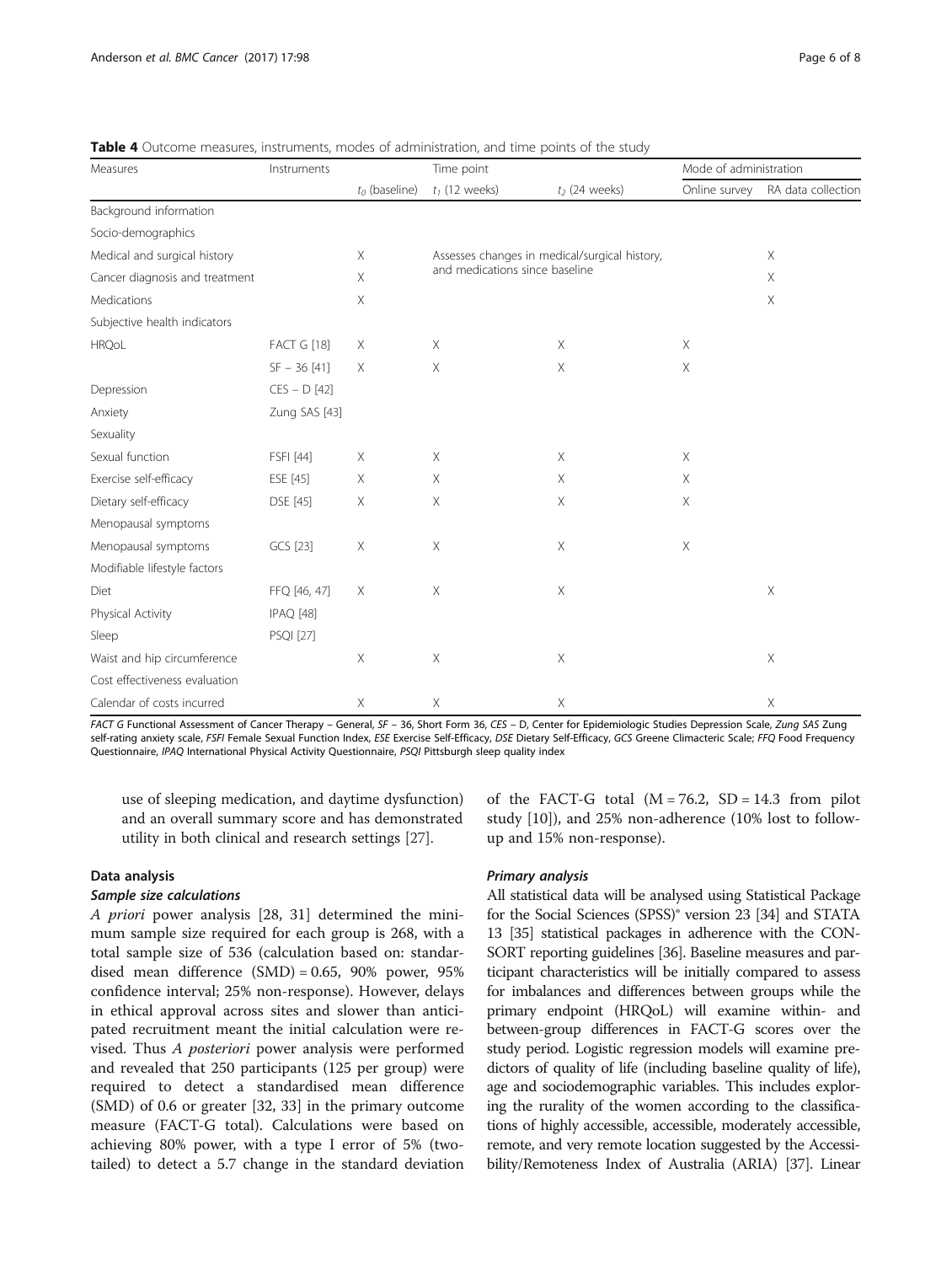**Table 4** Outcome measures, instruments, modes of administration, and time points of the study

| Measures | Instruments | Time point | | | Mode of administration | |
|---|---|---|---|---|---|---|
| | | $t_0$ (baseline) | $t_1$ (12 weeks) | $t_2$ (24 weeks) | Online survey | RA data collection |
| Background information | | | | | | |
| Socio-demographics | | | | | | |
| Medical and surgical history | | X | Assesses changes in medical/surgical history, and medications since baseline | | | X |
| Cancer diagnosis and treatment | | X | | | | X |
| Medications | | X | | | | X |
| Subjective health indicators | | | | | | |
| HRQoL | FACT G [18] | X | X | X | X | |
| | SF – 36 [41] | X | X | X | X | |
| Depression | CES – D [42] | | | | | |
| Anxiety | Zung SAS [43] | | | | | |
| Sexuality | | | | | | |
| Sexual function | FSFI [44] | X | X | X | X | |
| Exercise self-efficacy | ESE [45] | X | X | X | X | |
| Dietary self-efficacy | DSE [45] | X | X | X | X | |
| Menopausal symptoms | | | | | | |
| Menopausal symptoms | GCS [23] | X | X | X | X | |
| Modifiable lifestyle factors | | | | | | |
| Diet | FFQ [46, 47] | X | X | X | | X |
| Physical Activity | IPAQ [48] | | | | | |
| Sleep | PSQI [27] | | | | | |
| Waist and hip circumference | | X | X | X | | X |
| Cost effectiveness evaluation | | | | | | |
| Calendar of costs incurred | | X | X | X | | X |

*FACT G* Functional Assessment of Cancer Therapy – General, *SF – 36*, Short Form 36, *CES – D*, Center for Epidemiologic Studies Depression Scale, *Zung SAS* Zung self-rating anxiety scale, *FSFI* Female Sexual Function Index, *ESE* Exercise Self-Efficacy, *DSE* Dietary Self-Efficacy, *GCS* Greene Climacteric Scale; *FFQ* Food Frequency Questionnaire, *IPAQ* International Physical Activity Questionnaire, *PSQI* Pittsburgh sleep quality index

use of sleeping medication, and daytime dysfunction) and an overall summary score and has demonstrated utility in both clinical and research settings [27].

## Data analysis

### Sample size calculations

*A priori* power analysis [28, 31] determined the minimum sample size required for each group is 268, with a total sample size of 536 (calculation based on: standardised mean difference (SMD) = 0.65, 90% power, 95% confidence interval; 25% non-response). However, delays in ethical approval across sites and slower than anticipated recruitment meant the initial calculation were revised. Thus *A posteriori* power analysis were performed and revealed that 250 participants (125 per group) were required to detect a standardised mean difference (SMD) of 0.6 or greater [32, 33] in the primary outcome measure (FACT-G total). Calculations were based on achieving 80% power, with a type I error of 5% (two-tailed) to detect a 5.7 change in the standard deviation of the FACT-G total ($M = 76.2$, $SD = 14.3$ from pilot study [10]), and 25% non-adherence (10% lost to follow-up and 15% non-response).

### Primary analysis

All statistical data will be analysed using Statistical Package for the Social Sciences (SPSS)® version 23 [34] and STATA 13 [35] statistical packages in adherence with the CONSORT reporting guidelines [36]. Baseline measures and participant characteristics will be initially compared to assess for imbalances and differences between groups while the primary endpoint (HRQoL) will examine within- and between-group differences in FACT-G scores over the study period. Logistic regression models will examine predictors of quality of life (including baseline quality of life), age and sociodemographic variables. This includes exploring the rurality of the women according to the classifications of highly accessible, accessible, moderately accessible, remote, and very remote location suggested by the Accessibility/Remoteness Index of Australia (ARIA) [37]. Linear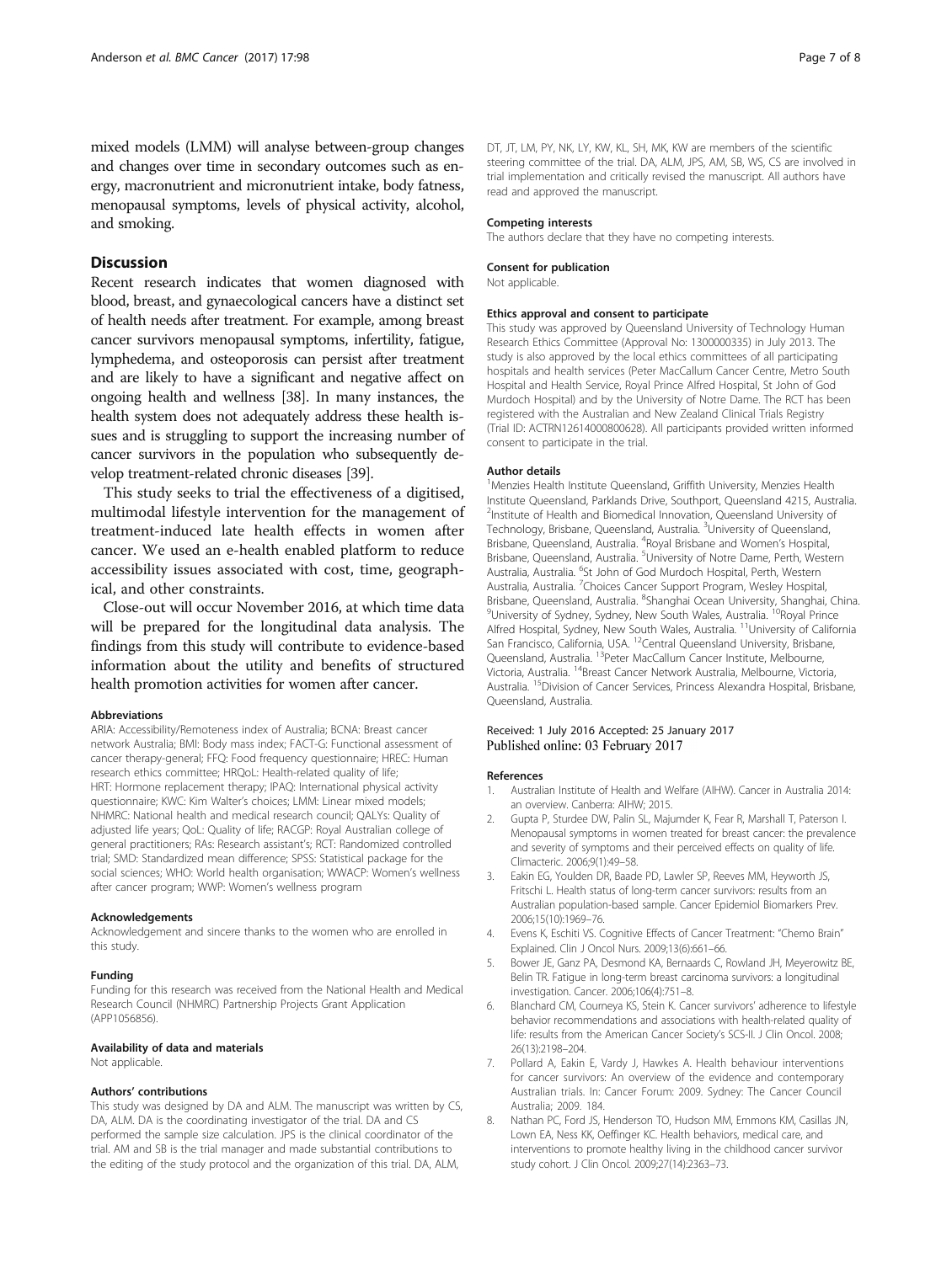mixed models (LMM) will analyse between-group changes and changes over time in secondary outcomes such as energy, macronutrient and micronutrient intake, body fatness, menopausal symptoms, levels of physical activity, alcohol, and smoking.

## Discussion

Recent research indicates that women diagnosed with blood, breast, and gynaecological cancers have a distinct set of health needs after treatment. For example, among breast cancer survivors menopausal symptoms, infertility, fatigue, lymphedema, and osteoporosis can persist after treatment and are likely to have a significant and negative affect on ongoing health and wellness [38]. In many instances, the health system does not adequately address these health issues and is struggling to support the increasing number of cancer survivors in the population who subsequently develop treatment-related chronic diseases [39].

This study seeks to trial the effectiveness of a digitised, multimodal lifestyle intervention for the management of treatment-induced late health effects in women after cancer. We used an e-health enabled platform to reduce accessibility issues associated with cost, time, geographical, and other constraints.

Close-out will occur November 2016, at which time data will be prepared for the longitudinal data analysis. The findings from this study will contribute to evidence-based information about the utility and benefits of structured health promotion activities for women after cancer.

### Abbreviations

ARIA: Accessibility/Remoteness index of Australia; BCNA: Breast cancer network Australia; BMI: Body mass index; FACT-G: Functional assessment of cancer therapy-general; FFQ: Food frequency questionnaire; HREC: Human research ethics committee; HRQoL: Health-related quality of life; HRT: Hormone replacement therapy; IPAQ: International physical activity questionnaire; KWC: Kim Walter's choices; LMM: Linear mixed models; NHMRC: National health and medical research council; QALYs: Quality of adjusted life years; QoL: Quality of life; RACGP: Royal Australian college of general practitioners; RAs: Research assistant's; RCT: Randomized controlled trial; SMD: Standardized mean difference; SPSS: Statistical package for the social sciences; WHO: World health organisation; WWACP: Women's wellness after cancer program; WWP: Women's wellness program

### Acknowledgements

Acknowledgement and sincere thanks to the women who are enrolled in this study.

### Funding

Funding for this research was received from the National Health and Medical Research Council (NHMRC) Partnership Projects Grant Application (APP1056856).

### Availability of data and materials

Not applicable.

### Authors' contributions

This study was designed by DA and ALM. The manuscript was written by CS, DA, ALM. DA is the coordinating investigator of the trial. DA and CS performed the sample size calculation. JPS is the clinical coordinator of the trial. AM and SB is the trial manager and made substantial contributions to the editing of the study protocol and the organization of this trial. DA, ALM, DT, JT, LM, PY, NK, LY, KW, KL, SH, MK, KW are members of the scientific steering committee of the trial. DA, ALM, JPS, AM, SB, WS, CS are involved in trial implementation and critically revised the manuscript. All authors have read and approved the manuscript.

### Competing interests

The authors declare that they have no competing interests.

### Consent for publication

Not applicable.

### Ethics approval and consent to participate

This study was approved by Queensland University of Technology Human Research Ethics Committee (Approval No: 1300000335) in July 2013. The study is also approved by the local ethics committees of all participating hospitals and health services (Peter MacCallum Cancer Centre, Metro South Hospital and Health Service, Royal Prince Alfred Hospital, St John of God Murdoch Hospital) and by the University of Notre Dame. The RCT has been registered with the Australian and New Zealand Clinical Trials Registry (Trial ID: ACTRN12614000800628). All participants provided written informed consent to participate in the trial.

### Author details

[1]Menzies Health Institute Queensland, Griffith University, Menzies Health Institute Queensland, Parklands Drive, Southport, Queensland 4215, Australia. [2]Institute of Health and Biomedical Innovation, Queensland University of Technology, Brisbane, Queensland, Australia. [3]University of Queensland, Brisbane, Queensland, Australia. [4]Royal Brisbane and Women's Hospital, Brisbane, Queensland, Australia. [5]University of Notre Dame, Perth, Western Australia, Australia. [6]St John of God Murdoch Hospital, Perth, Western Australia, Australia. [7]Choices Cancer Support Program, Wesley Hospital, Brisbane, Queensland, Australia. [8]Shanghai Ocean University, Shanghai, China. [9]University of Sydney, Sydney, New South Wales, Australia. [10]Royal Prince Alfred Hospital, Sydney, New South Wales, Australia. [11]University of California San Francisco, California, USA. [12]Central Queensland University, Brisbane, Queensland, Australia. [13]Peter MacCallum Cancer Institute, Melbourne, Victoria, Australia. [14]Breast Cancer Network Australia, Melbourne, Victoria, Australia. [15]Division of Cancer Services, Princess Alexandra Hospital, Brisbane, Queensland, Australia.

Received: 1 July 2016 Accepted: 25 January 2017
Published online: 03 February 2017

### References

1. Australian Institute of Health and Welfare (AIHW). Cancer in Australia 2014: an overview. Canberra: AIHW; 2015.
2. Gupta P, Sturdee DW, Palin SL, Majumder K, Fear R, Marshall T, Paterson I. Menopausal symptoms in women treated for breast cancer: the prevalence and severity of symptoms and their perceived effects on quality of life. Climacteric. 2006;9(1):49–58.
3. Eakin EG, Youlden DR, Baade PD, Lawler SP, Reeves MM, Heyworth JS, Fritschi L. Health status of long-term cancer survivors: results from an Australian population-based sample. Cancer Epidemiol Biomarkers Prev. 2006;15(10):1969–76.
4. Evens K, Eschiti VS. Cognitive Effects of Cancer Treatment: "Chemo Brain" Explained. Clin J Oncol Nurs. 2009;13(6):661–66.
5. Bower JE, Ganz PA, Desmond KA, Bernaards C, Rowland JH, Meyerowitz BE, Belin TR. Fatigue in long-term breast carcinoma survivors: a longitudinal investigation. Cancer. 2006;106(4):751–8.
6. Blanchard CM, Courneya KS, Stein K. Cancer survivors' adherence to lifestyle behavior recommendations and associations with health-related quality of life: results from the American Cancer Society's SCS-II. J Clin Oncol. 2008; 26(13):2198–204.
7. Pollard A, Eakin E, Vardy J, Hawkes A. Health behaviour interventions for cancer survivors: An overview of the evidence and contemporary Australian trials. In: Cancer Forum: 2009. Sydney: The Cancer Council Australia; 2009. 184.
8. Nathan PC, Ford JS, Henderson TO, Hudson MM, Emmons KM, Casillas JN, Lown EA, Ness KK, Oeffinger KC. Health behaviors, medical care, and interventions to promote healthy living in the childhood cancer survivor study cohort. J Clin Oncol. 2009;27(14):2363–73.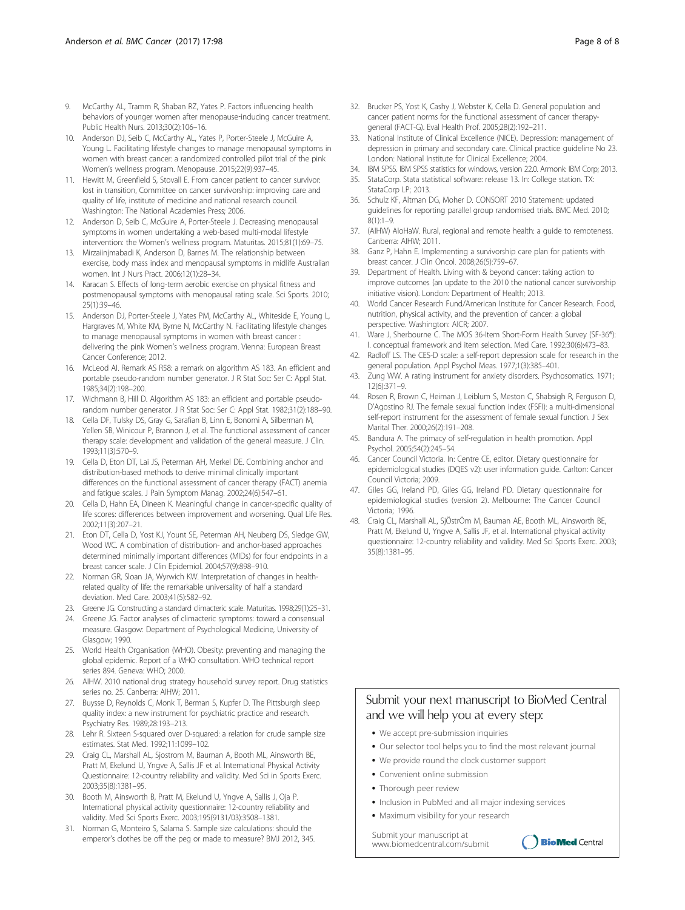9. McCarthy AL, Tramm R, Shaban RZ, Yates P. Factors influencing health behaviors of younger women after menopause-inducing cancer treatment. Public Health Nurs. 2013;30(2):106–16.
10. Anderson DJ, Seib C, McCarthy AL, Yates P, Porter-Steele J, McGuire A, Young L. Facilitating lifestyle changes to manage menopausal symptoms in women with breast cancer: a randomized controlled pilot trial of the pink Women's wellness program. Menopause. 2015;22(9):937–45.
11. Hewitt M, Greenfield S, Stovall E. From cancer patient to cancer survivor: lost in transition, Committee on cancer survivorship: improving care and quality of life, institute of medicine and national research council. Washington: The National Academies Press; 2006.
12. Anderson D, Seib C, McGuire A, Porter-Steele J. Decreasing menopausal symptoms in women undertaking a web-based multi-modal lifestyle intervention: the Women's wellness program. Maturitas. 2015;81(1):69–75.
13. Mirzaiinjmabadi K, Anderson D, Barnes M. The relationship between exercise, body mass index and menopausal symptoms in midlife Australian women. Int J Nurs Pract. 2006;12(1):28–34.
14. Karacan S. Effects of long-term aerobic exercise on physical fitness and postmenopausal symptoms with menopausal rating scale. Sci Sports. 2010; 25(1):39–46.
15. Anderson DJ, Porter-Steele J, Yates PM, McCarthy AL, Whiteside E, Young L, Hargraves M, White KM, Byrne N, McCarthy N. Facilitating lifestyle changes to manage menopausal symptoms in women with breast cancer : delivering the pink Women's wellness program. Vienna: European Breast Cancer Conference; 2012.
16. McLeod AI. Remark AS R58: a remark on algorithm AS 183. An efficient and portable pseudo-random number generator. J R Stat Soc: Ser C: Appl Stat. 1985;34(2):198–200.
17. Wichmann B, Hill D. Algorithm AS 183: an efficient and portable pseudo-random number generator. J R Stat Soc: Ser C: Appl Stat. 1982;31(2):188–90.
18. Cella DF, Tulsky DS, Gray G, Sarafian B, Linn E, Bonomi A, Silberman M, Yellen SB, Winicour P, Brannon J, et al. The functional assessment of cancer therapy scale: development and validation of the general measure. J Clin. 1993;11(3):570–9.
19. Cella D, Eton DT, Lai JS, Peterman AH, Merkel DE. Combining anchor and distribution-based methods to derive minimal clinically important differences on the functional assessment of cancer therapy (FACT) anemia and fatigue scales. J Pain Symptom Manag. 2002;24(6):547–61.
20. Cella D, Hahn EA, Dineen K. Meaningful change in cancer-specific quality of life scores: differences between improvement and worsening. Qual Life Res. 2002;11(3):207–21.
21. Eton DT, Cella D, Yost KJ, Yount SE, Peterman AH, Neuberg DS, Sledge GW, Wood WC. A combination of distribution- and anchor-based approaches determined minimally important differences (MIDs) for four endpoints in a breast cancer scale. J Clin Epidemiol. 2004;57(9):898–910.
22. Norman GR, Sloan JA, Wyrwich KW. Interpretation of changes in health-related quality of life: the remarkable universality of half a standard deviation. Med Care. 2003;41(5):582–92.
23. Greene JG. Constructing a standard climacteric scale. Maturitas. 1998;29(1):25–31.
24. Greene JG. Factor analyses of climacteric symptoms: toward a consensual measure. Glasgow: Department of Psychological Medicine, University of Glasgow; 1990.
25. World Health Organisation (WHO). Obesity: preventing and managing the global epidemic. Report of a WHO consultation. WHO technical report series 894. Geneva: WHO; 2000.
26. AIHW. 2010 national drug strategy household survey report. Drug statistics series no. 25. Canberra: AIHW; 2011.
27. Buysse D, Reynolds C, Monk T, Berman S, Kupfer D. The Pittsburgh sleep quality index: a new instrument for psychiatric practice and research. Psychiatry Res. 1989;28:193–213.
28. Lehr R. Sixteen S-squared over D-squared: a relation for crude sample size estimates. Stat Med. 1992;11:1099–102.
29. Craig CL, Marshall AL, Sjostrom M, Bauman A, Booth ML, Ainsworth BE, Pratt M, Ekelund U, Yngve A, Sallis JF et al. International Physical Activity Questionnaire: 12-country reliability and validity. Med Sci in Sports Exerc. 2003;35(8):1381–95.
30. Booth M, Ainsworth B, Pratt M, Ekelund U, Yngve A, Sallis J, Oja P. International physical activity questionnaire: 12-country reliability and validity. Med Sci Sports Exerc. 2003;195(9131/03):3508–1381.
31. Norman G, Monteiro S, Salama S. Sample size calculations: should the emperor's clothes be off the peg or made to measure? BMJ 2012, 345.
32. Brucker PS, Yost K, Cashy J, Webster K, Cella D. General population and cancer patient norms for the functional assessment of cancer therapy-general (FACT-G). Eval Health Prof. 2005;28(2):192–211.
33. National Institute of Clinical Excellence (NICE). Depression: management of depression in primary and secondary care. Clinical practice guideline No 23. London: National Institute for Clinical Excellence; 2004.
34. IBM SPSS. IBM SPSS statistics for windows, version 22.0. Armonk: IBM Corp; 2013.
35. StataCorp. Stata statistical software: release 13. In: College station. TX: StataCorp LP; 2013.
36. Schulz KF, Altman DG, Moher D. CONSORT 2010 Statement: updated guidelines for reporting parallel group randomised trials. BMC Med. 2010; 8(1):1–9.
37. (AIHW) AIoHaW. Rural, regional and remote health: a guide to remoteness. Canberra: AIHW; 2011.
38. Ganz P, Hahn E. Implementing a survivorship care plan for patients with breast cancer. J Clin Oncol. 2008;26(5):759–67.
39. Department of Health. Living with & beyond cancer: taking action to improve outcomes (an update to the 2010 the national cancer survivorship initiative vision). London: Department of Health; 2013.
40. World Cancer Research Fund/American Institute for Cancer Research. Food, nutrition, physical activity, and the prevention of cancer: a global perspective. Washington: AICR; 2007.
41. Ware J, Sherbourne C. The MOS 36-Item Short-Form Health Survey (SF-36®): I. conceptual framework and item selection. Med Care. 1992;30(6):473–83.
42. Radloff LS. The CES-D scale: a self-report depression scale for research in the general population. Appl Psychol Meas. 1977;1(3):385–401.
43. Zung WW. A rating instrument for anxiety disorders. Psychosomatics. 1971; 12(6):371–9.
44. Rosen R, Brown C, Heiman J, Leiblum S, Meston C, Shabsigh R, Ferguson D, D'Agostino RJ. The female sexual function index (FSFI): a multi-dimensional self-report instrument for the assessment of female sexual function. J Sex Marital Ther. 2000;26(2):191–208.
45. Bandura A. The primacy of self-regulation in health promotion. Appl Psychol. 2005;54(2):245–54.
46. Cancer Council Victoria. In: Centre CE, editor. Dietary questionnaire for epidemiological studies (DQES v2): user information guide. Carlton: Cancer Council Victoria; 2009.
47. Giles GG, Ireland PD, Giles GG, Ireland PD. Dietary questionnaire for epidemiological studies (version 2). Melbourne: The Cancer Council Victoria; 1996.
48. Craig CL, Marshall AL, SjÖstrÖm M, Bauman AE, Booth ML, Ainsworth BE, Pratt M, Ekelund U, Yngve A, Sallis JF, et al. International physical activity questionnaire: 12-country reliability and validity. Med Sci Sports Exerc. 2003; 35(8):1381–95.

Submit your next manuscript to BioMed Central and we will help you at every step:

- We accept pre-submission inquiries
- Our selector tool helps you to find the most relevant journal
- We provide round the clock customer support
- Convenient online submission
- Thorough peer review
- Inclusion in PubMed and all major indexing services
- Maximum visibility for your research

Submit your manuscript at www.biomedcentral.com/submit

BioMed Central